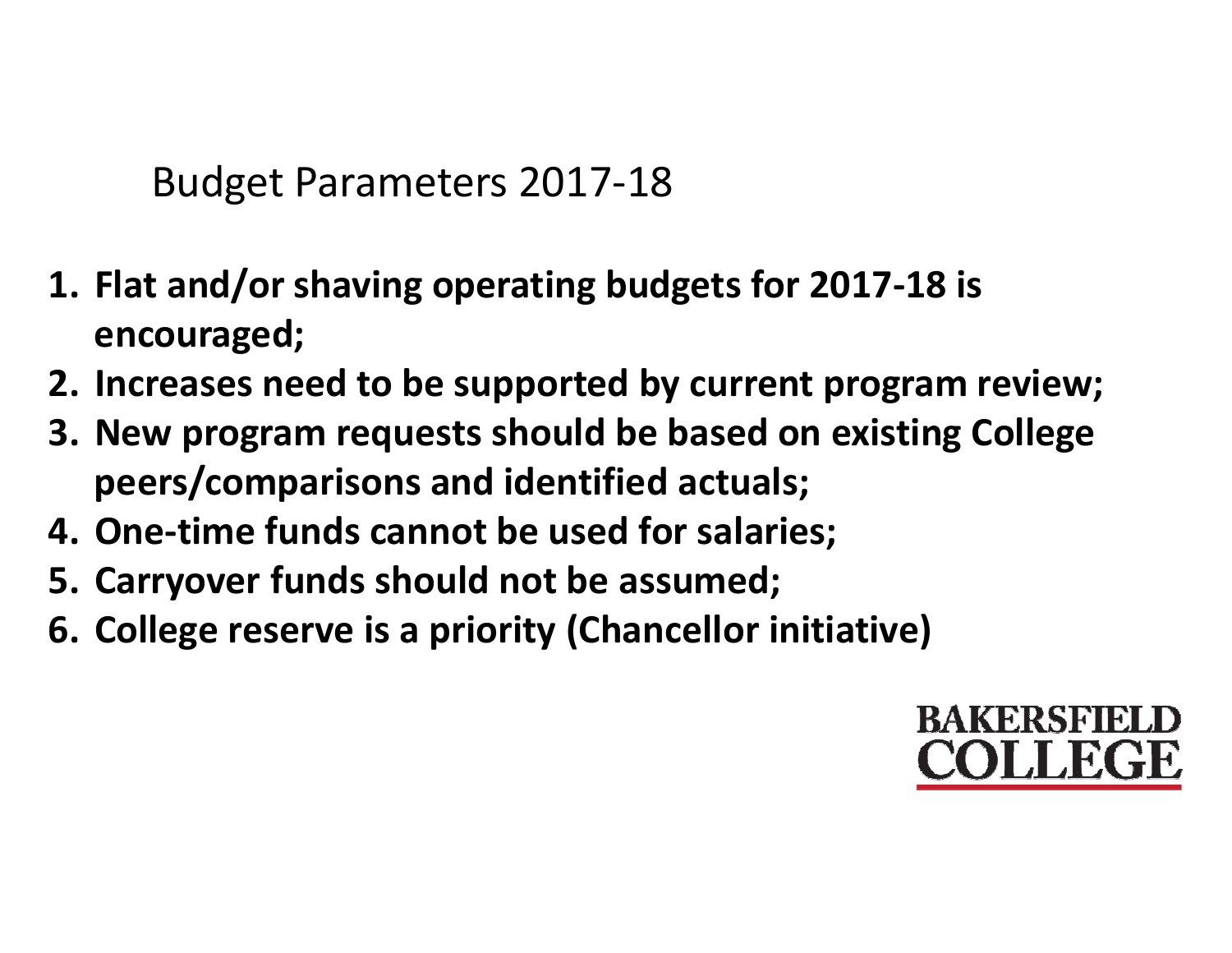# Budget Parameters 2017-18

1. **Flat and/or shaving operating budgets for 2017-18 is encouraged;**
2. **Increases need to be supported by current program review;**
3. **New program requests should be based on existing College peers/comparisons and identified actuals;**
4. **One-time funds cannot be used for salaries;**
5. **Carryover funds should not be assumed;**
6. **College reserve is a priority (Chancellor initiative)**

BAKERSFIELD COLLEGE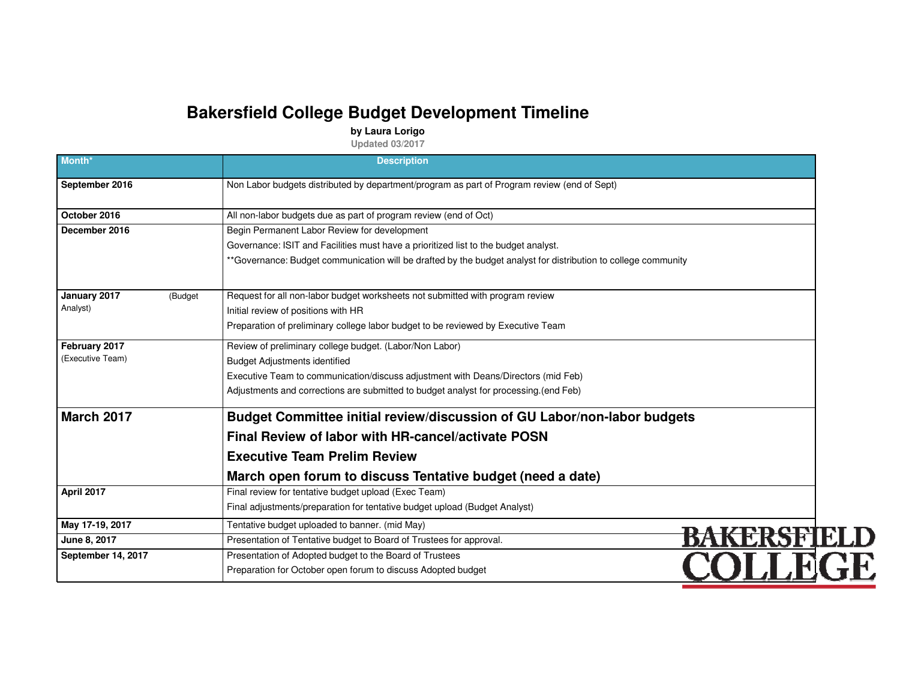# Bakersfield College Budget Development Timeline

**by Laura Lorigo**

Updated 03/2017

| Month* | Description |
|---|---|
| **September 2016** | Non Labor budgets distributed by department/program as part of Program review (end of Sept) |
| **October 2016** | All non-labor budgets due as part of program review (end of Oct) |
| **December 2016** | Begin Permanent Labor Review for development<br>Governance: ISIT and Facilities must have a prioritized list to the budget analyst.<br>**Governance: Budget communication will be drafted by the budget analyst for distribution to college community |
| **January 2017** (Budget Analyst) | Request for all non-labor budget worksheets not submitted with program review<br>Initial review of positions with HR<br>Preparation of preliminary college labor budget to be reviewed by Executive Team |
| **February 2017** (Executive Team) | Review of preliminary college budget. (Labor/Non Labor)<br>Budget Adjustments identified<br>Executive Team to communication/discuss adjustment with Deans/Directors (mid Feb)<br>Adjustments and corrections are submitted to budget analyst for processing.(end Feb) |
| **March 2017** | **Budget Committee initial review/discussion of GU Labor/non-labor budgets**<br>**Final Review of labor with HR-cancel/activate POSN**<br>**Executive Team Prelim Review**<br>**March open forum to discuss Tentative budget (need a date)** |
| **April 2017** | Final review for tentative budget upload (Exec Team)<br>Final adjustments/preparation for tentative budget upload (Budget Analyst) |
| **May 17-19, 2017** | Tentative budget uploaded to banner. (mid May) |
| **June 8, 2017** | Presentation of Tentative budget to Board of Trustees for approval. |
| **September 14, 2017** | Presentation of Adopted budget to the Board of Trustees<br>Preparation for October open forum to discuss Adopted budget |

BAKERSFIELD COLLEGE